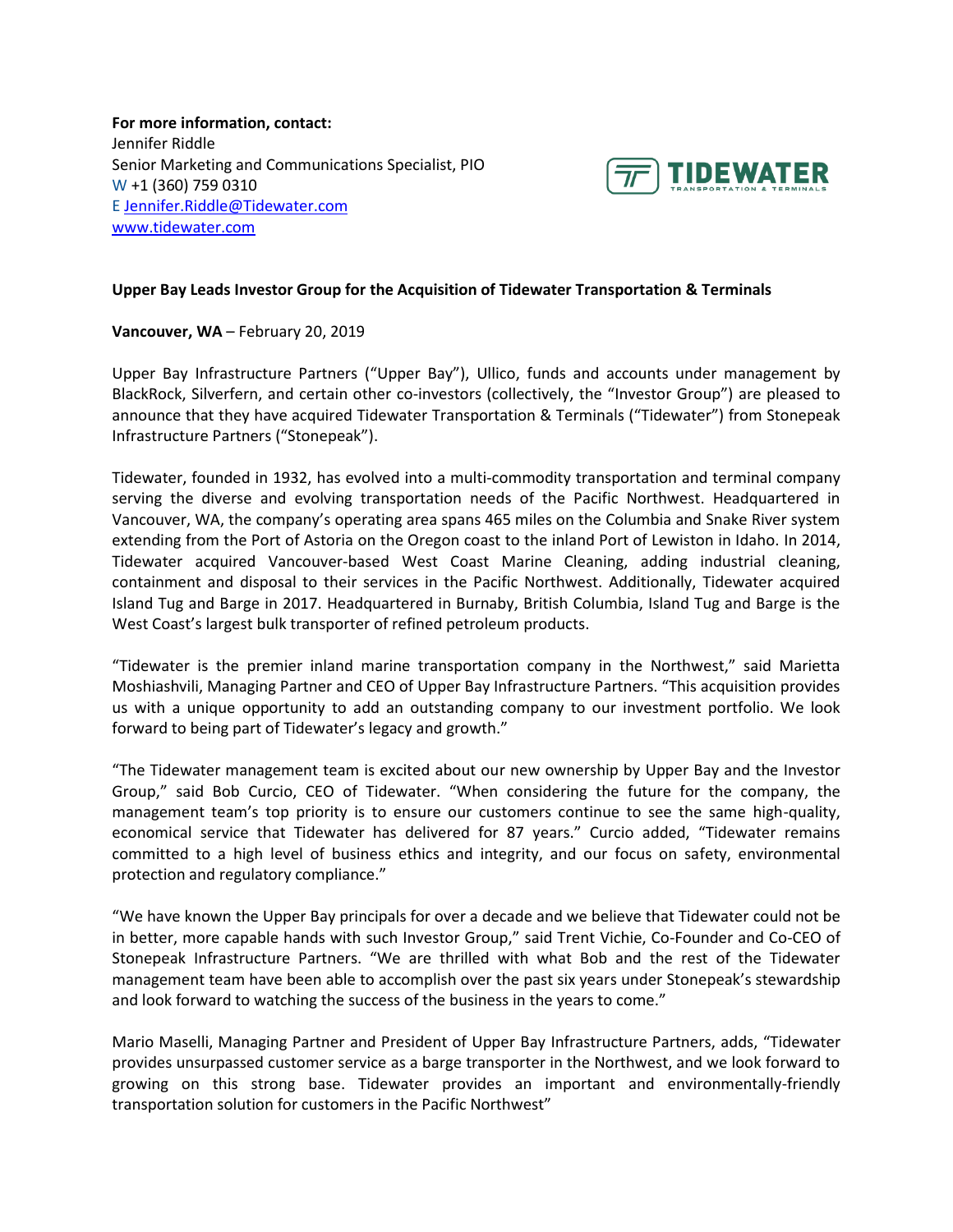**For more information, contact:**
Jennifer Riddle
Senior Marketing and Communications Specialist, PIO
W +1 (360) 759 0310
E Jennifer.Riddle@Tidewater.com
www.tidewater.com

TIDEWATER TRANSPORTATION & TERMINALS

**Upper Bay Leads Investor Group for the Acquisition of Tidewater Transportation & Terminals**

**Vancouver, WA** – February 20, 2019

Upper Bay Infrastructure Partners ("Upper Bay"), Ullico, funds and accounts under management by BlackRock, Silverfern, and certain other co-investors (collectively, the "Investor Group") are pleased to announce that they have acquired Tidewater Transportation & Terminals ("Tidewater") from Stonepeak Infrastructure Partners ("Stonepeak").

Tidewater, founded in 1932, has evolved into a multi-commodity transportation and terminal company serving the diverse and evolving transportation needs of the Pacific Northwest. Headquartered in Vancouver, WA, the company's operating area spans 465 miles on the Columbia and Snake River system extending from the Port of Astoria on the Oregon coast to the inland Port of Lewiston in Idaho. In 2014, Tidewater acquired Vancouver-based West Coast Marine Cleaning, adding industrial cleaning, containment and disposal to their services in the Pacific Northwest. Additionally, Tidewater acquired Island Tug and Barge in 2017. Headquartered in Burnaby, British Columbia, Island Tug and Barge is the West Coast's largest bulk transporter of refined petroleum products.

"Tidewater is the premier inland marine transportation company in the Northwest," said Marietta Moshiashvili, Managing Partner and CEO of Upper Bay Infrastructure Partners. "This acquisition provides us with a unique opportunity to add an outstanding company to our investment portfolio. We look forward to being part of Tidewater's legacy and growth."

"The Tidewater management team is excited about our new ownership by Upper Bay and the Investor Group," said Bob Curcio, CEO of Tidewater. "When considering the future for the company, the management team's top priority is to ensure our customers continue to see the same high-quality, economical service that Tidewater has delivered for 87 years." Curcio added, "Tidewater remains committed to a high level of business ethics and integrity, and our focus on safety, environmental protection and regulatory compliance."

"We have known the Upper Bay principals for over a decade and we believe that Tidewater could not be in better, more capable hands with such Investor Group," said Trent Vichie, Co-Founder and Co-CEO of Stonepeak Infrastructure Partners. "We are thrilled with what Bob and the rest of the Tidewater management team have been able to accomplish over the past six years under Stonepeak's stewardship and look forward to watching the success of the business in the years to come."

Mario Maselli, Managing Partner and President of Upper Bay Infrastructure Partners, adds, "Tidewater provides unsurpassed customer service as a barge transporter in the Northwest, and we look forward to growing on this strong base. Tidewater provides an important and environmentally-friendly transportation solution for customers in the Pacific Northwest"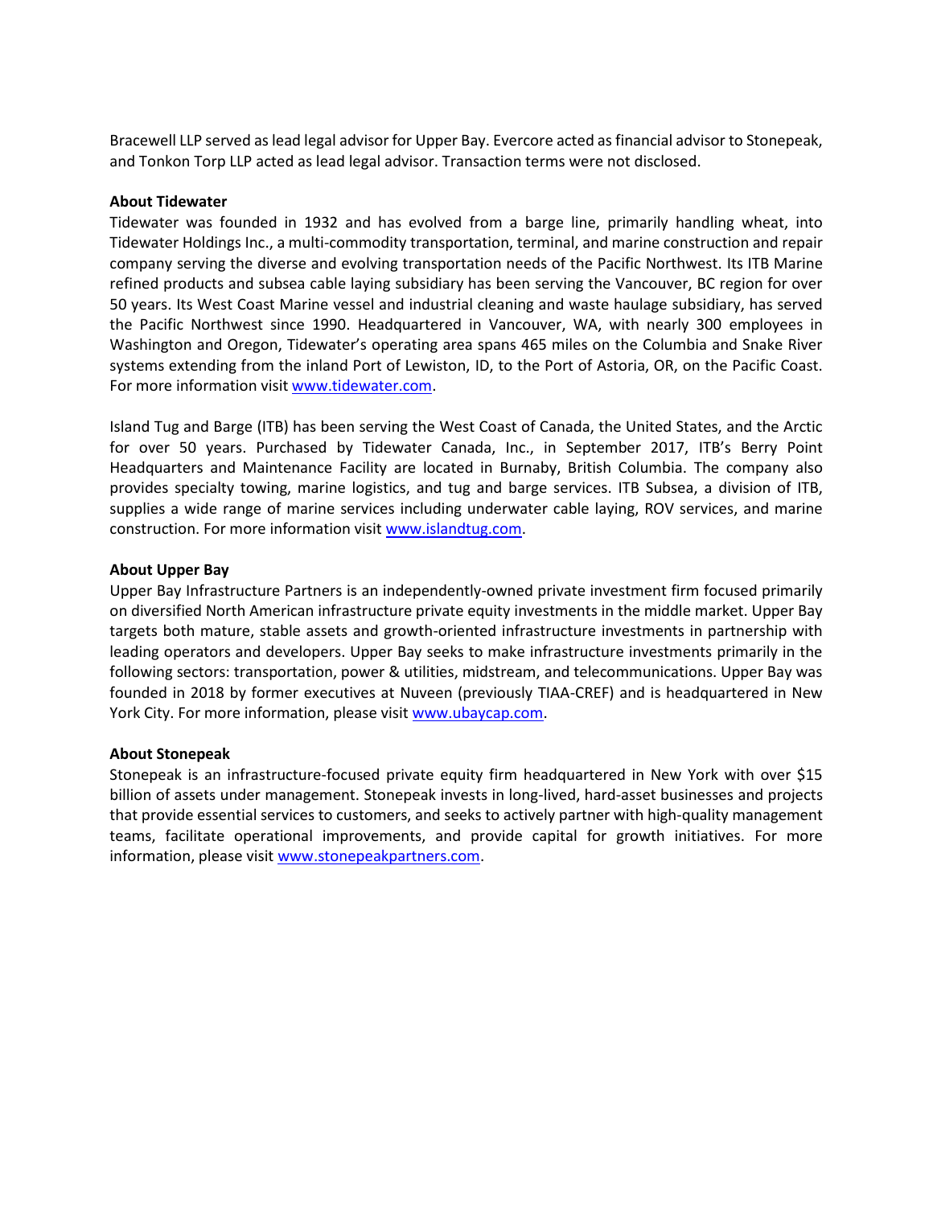Bracewell LLP served as lead legal advisor for Upper Bay. Evercore acted as financial advisor to Stonepeak, and Tonkon Torp LLP acted as lead legal advisor. Transaction terms were not disclosed.

**About Tidewater**

Tidewater was founded in 1932 and has evolved from a barge line, primarily handling wheat, into Tidewater Holdings Inc., a multi-commodity transportation, terminal, and marine construction and repair company serving the diverse and evolving transportation needs of the Pacific Northwest. Its ITB Marine refined products and subsea cable laying subsidiary has been serving the Vancouver, BC region for over 50 years. Its West Coast Marine vessel and industrial cleaning and waste haulage subsidiary, has served the Pacific Northwest since 1990. Headquartered in Vancouver, WA, with nearly 300 employees in Washington and Oregon, Tidewater's operating area spans 465 miles on the Columbia and Snake River systems extending from the inland Port of Lewiston, ID, to the Port of Astoria, OR, on the Pacific Coast. For more information visit [www.tidewater.com](http://www.tidewater.com).

Island Tug and Barge (ITB) has been serving the West Coast of Canada, the United States, and the Arctic for over 50 years. Purchased by Tidewater Canada, Inc., in September 2017, ITB's Berry Point Headquarters and Maintenance Facility are located in Burnaby, British Columbia. The company also provides specialty towing, marine logistics, and tug and barge services. ITB Subsea, a division of ITB, supplies a wide range of marine services including underwater cable laying, ROV services, and marine construction. For more information visit [www.islandtug.com](http://www.islandtug.com).

**About Upper Bay**

Upper Bay Infrastructure Partners is an independently-owned private investment firm focused primarily on diversified North American infrastructure private equity investments in the middle market. Upper Bay targets both mature, stable assets and growth-oriented infrastructure investments in partnership with leading operators and developers. Upper Bay seeks to make infrastructure investments primarily in the following sectors: transportation, power & utilities, midstream, and telecommunications. Upper Bay was founded in 2018 by former executives at Nuveen (previously TIAA-CREF) and is headquartered in New York City. For more information, please visit [www.ubaycap.com](http://www.ubaycap.com).

**About Stonepeak**

Stonepeak is an infrastructure-focused private equity firm headquartered in New York with over $15 billion of assets under management. Stonepeak invests in long-lived, hard-asset businesses and projects that provide essential services to customers, and seeks to actively partner with high-quality management teams, facilitate operational improvements, and provide capital for growth initiatives. For more information, please visit [www.stonepeakpartners.com](http://www.stonepeakpartners.com).